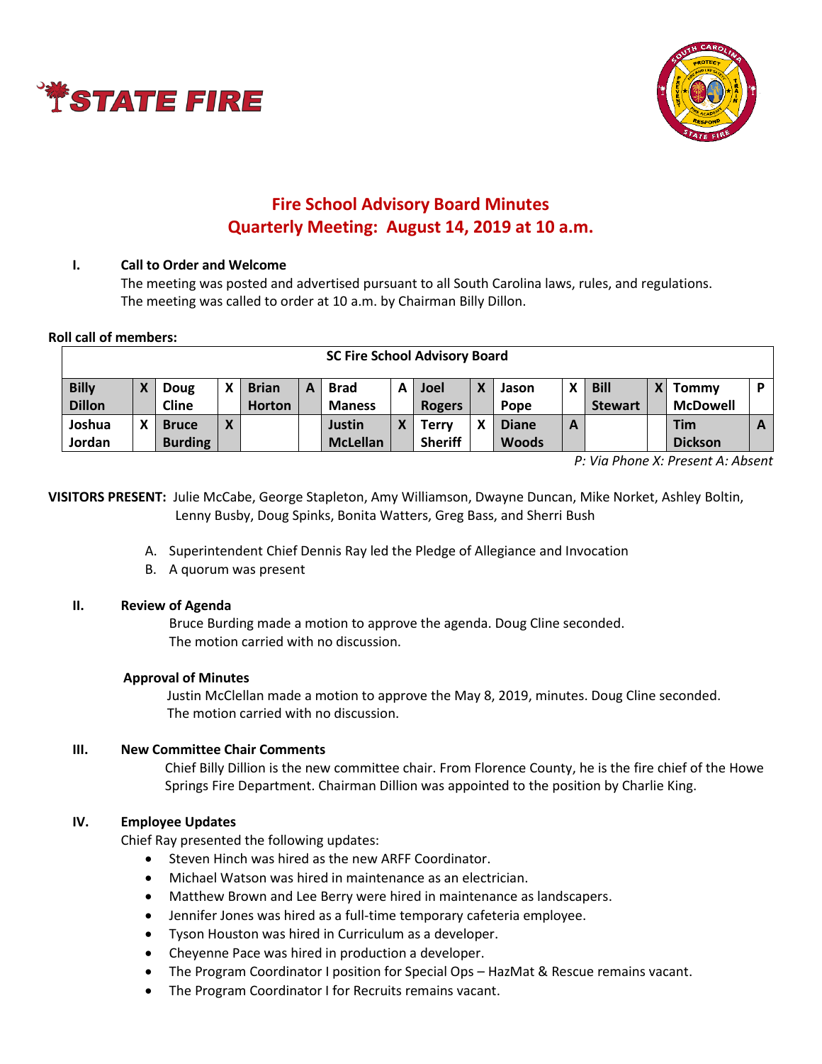# Fire School Advisory Board Minutes
## Quarterly Meeting: August 14, 2019 at 10 a.m.

**I. Call to Order and Welcome**

The meeting was posted and advertised pursuant to all South Carolina laws, rules, and regulations. The meeting was called to order at 10 a.m. by Chairman Billy Dillon.

**Roll call of members:**

| SC Fire School Advisory Board | | | | | | | | | | | | | | | |
|---|---|---|---|---|---|---|---|---|---|---|---|---|---|---|---|
| **Billy Dillon** | **X** | **Doug Cline** | **X** | **Brian Horton** | **A** | **Brad Maness** | **A** | **Joel Rogers** | **X** | **Jason Pope** | **X** | **Bill Stewart** | **X** | **Tommy McDowell** | **P** |
| **Joshua Jordan** | **X** | **Bruce Burding** | **X** | | | **Justin McLellan** | **X** | **Terry Sheriff** | **X** | **Diane Woods** | **A** | | | **Tim Dickson** | **A** |

*P: Via Phone X: Present A: Absent*

**VISITORS PRESENT:** Julie McCabe, George Stapleton, Amy Williamson, Dwayne Duncan, Mike Norket, Ashley Boltin, Lenny Busby, Doug Spinks, Bonita Watters, Greg Bass, and Sherri Bush

A. Superintendent Chief Dennis Ray led the Pledge of Allegiance and Invocation
B. A quorum was present

**II. Review of Agenda**

Bruce Burding made a motion to approve the agenda. Doug Cline seconded. The motion carried with no discussion.

**Approval of Minutes**

Justin McClellan made a motion to approve the May 8, 2019, minutes. Doug Cline seconded. The motion carried with no discussion.

**III. New Committee Chair Comments**

Chief Billy Dillion is the new committee chair. From Florence County, he is the fire chief of the Howe Springs Fire Department. Chairman Dillion was appointed to the position by Charlie King.

**IV. Employee Updates**

Chief Ray presented the following updates:

- Steven Hinch was hired as the new ARFF Coordinator.
- Michael Watson was hired in maintenance as an electrician.
- Matthew Brown and Lee Berry were hired in maintenance as landscapers.
- Jennifer Jones was hired as a full-time temporary cafeteria employee.
- Tyson Houston was hired in Curriculum as a developer.
- Cheyenne Pace was hired in production a developer.
- The Program Coordinator I position for Special Ops – HazMat & Rescue remains vacant.
- The Program Coordinator I for Recruits remains vacant.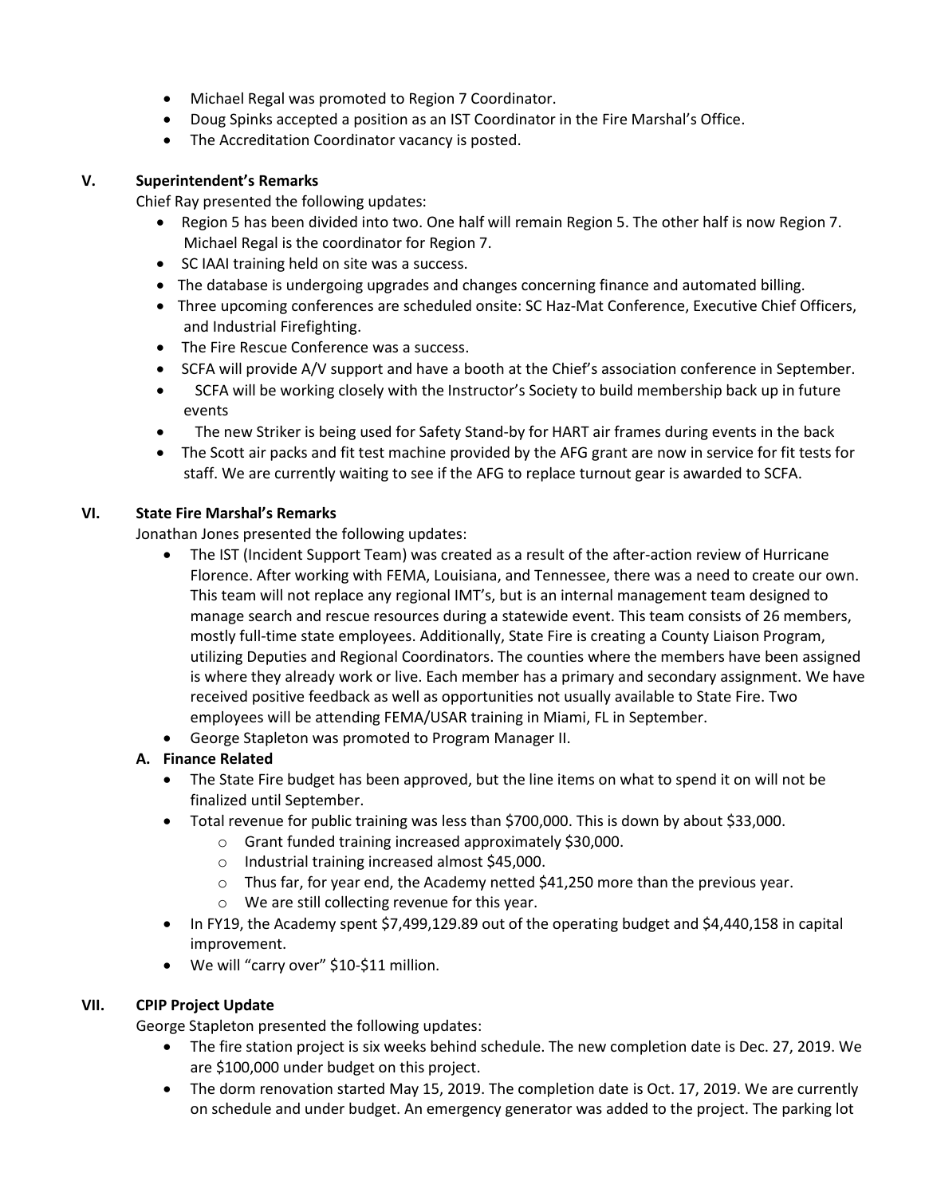- Michael Regal was promoted to Region 7 Coordinator.
- Doug Spinks accepted a position as an IST Coordinator in the Fire Marshal's Office.
- The Accreditation Coordinator vacancy is posted.

## V. Superintendent's Remarks

Chief Ray presented the following updates:

- Region 5 has been divided into two. One half will remain Region 5. The other half is now Region 7. Michael Regal is the coordinator for Region 7.
- SC IAAI training held on site was a success.
- The database is undergoing upgrades and changes concerning finance and automated billing.
- Three upcoming conferences are scheduled onsite: SC Haz-Mat Conference, Executive Chief Officers, and Industrial Firefighting.
- The Fire Rescue Conference was a success.
- SCFA will provide A/V support and have a booth at the Chief's association conference in September.
- SCFA will be working closely with the Instructor's Society to build membership back up in future events
- The new Striker is being used for Safety Stand-by for HART air frames during events in the back
- The Scott air packs and fit test machine provided by the AFG grant are now in service for fit tests for staff. We are currently waiting to see if the AFG to replace turnout gear is awarded to SCFA.

## VI. State Fire Marshal's Remarks

Jonathan Jones presented the following updates:

- The IST (Incident Support Team) was created as a result of the after-action review of Hurricane Florence. After working with FEMA, Louisiana, and Tennessee, there was a need to create our own. This team will not replace any regional IMT's, but is an internal management team designed to manage search and rescue resources during a statewide event. This team consists of 26 members, mostly full-time state employees. Additionally, State Fire is creating a County Liaison Program, utilizing Deputies and Regional Coordinators. The counties where the members have been assigned is where they already work or live. Each member has a primary and secondary assignment. We have received positive feedback as well as opportunities not usually available to State Fire. Two employees will be attending FEMA/USAR training in Miami, FL in September.
- George Stapleton was promoted to Program Manager II.

### A. Finance Related

- The State Fire budget has been approved, but the line items on what to spend it on will not be finalized until September.
- Total revenue for public training was less than $700,000. This is down by about $33,000.
  - Grant funded training increased approximately $30,000.
  - Industrial training increased almost $45,000.
  - Thus far, for year end, the Academy netted $41,250 more than the previous year.
  - We are still collecting revenue for this year.
- In FY19, the Academy spent $7,499,129.89 out of the operating budget and $4,440,158 in capital improvement.
- We will "carry over" $10-$11 million.

## VII. CPIP Project Update

George Stapleton presented the following updates:

- The fire station project is six weeks behind schedule. The new completion date is Dec. 27, 2019. We are $100,000 under budget on this project.
- The dorm renovation started May 15, 2019. The completion date is Oct. 17, 2019. We are currently on schedule and under budget. An emergency generator was added to the project. The parking lot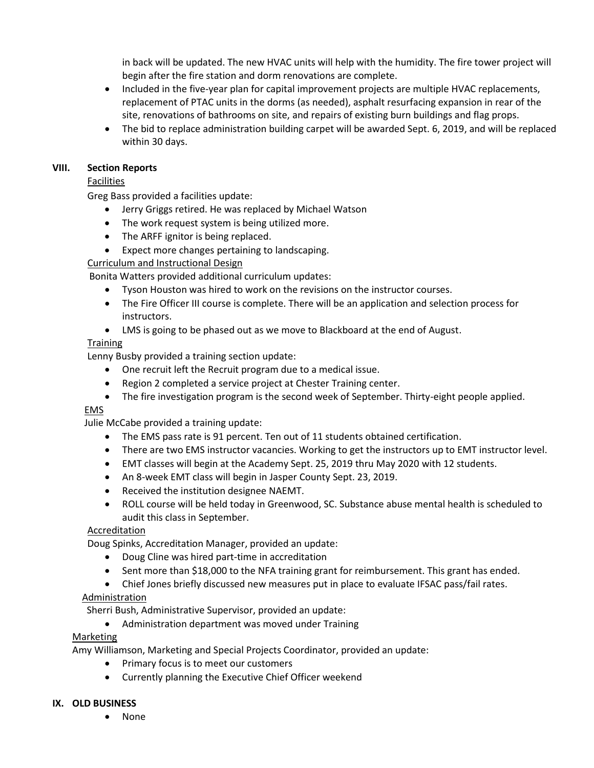in back will be updated. The new HVAC units will help with the humidity. The fire tower project will begin after the fire station and dorm renovations are complete.

- Included in the five-year plan for capital improvement projects are multiple HVAC replacements, replacement of PTAC units in the dorms (as needed), asphalt resurfacing expansion in rear of the site, renovations of bathrooms on site, and repairs of existing burn buildings and flag props.
- The bid to replace administration building carpet will be awarded Sept. 6, 2019, and will be replaced within 30 days.

## VIII. Section Reports

Facilities

Greg Bass provided a facilities update:

- Jerry Griggs retired. He was replaced by Michael Watson
- The work request system is being utilized more.
- The ARFF ignitor is being replaced.
- Expect more changes pertaining to landscaping.

Curriculum and Instructional Design

Bonita Watters provided additional curriculum updates:

- Tyson Houston was hired to work on the revisions on the instructor courses.
- The Fire Officer III course is complete. There will be an application and selection process for instructors.
- LMS is going to be phased out as we move to Blackboard at the end of August.

Training

Lenny Busby provided a training section update:

- One recruit left the Recruit program due to a medical issue.
- Region 2 completed a service project at Chester Training center.
- The fire investigation program is the second week of September. Thirty-eight people applied.

EMS

Julie McCabe provided a training update:

- The EMS pass rate is 91 percent. Ten out of 11 students obtained certification.
- There are two EMS instructor vacancies. Working to get the instructors up to EMT instructor level.
- EMT classes will begin at the Academy Sept. 25, 2019 thru May 2020 with 12 students.
- An 8-week EMT class will begin in Jasper County Sept. 23, 2019.
- Received the institution designee NAEMT.
- ROLL course will be held today in Greenwood, SC. Substance abuse mental health is scheduled to audit this class in September.

Accreditation

Doug Spinks, Accreditation Manager, provided an update:

- Doug Cline was hired part-time in accreditation
- Sent more than $18,000 to the NFA training grant for reimbursement. This grant has ended.
- Chief Jones briefly discussed new measures put in place to evaluate IFSAC pass/fail rates.

Administration

Sherri Bush, Administrative Supervisor, provided an update:

- Administration department was moved under Training

Marketing

Amy Williamson, Marketing and Special Projects Coordinator, provided an update:

- Primary focus is to meet our customers
- Currently planning the Executive Chief Officer weekend

## IX. OLD BUSINESS

- None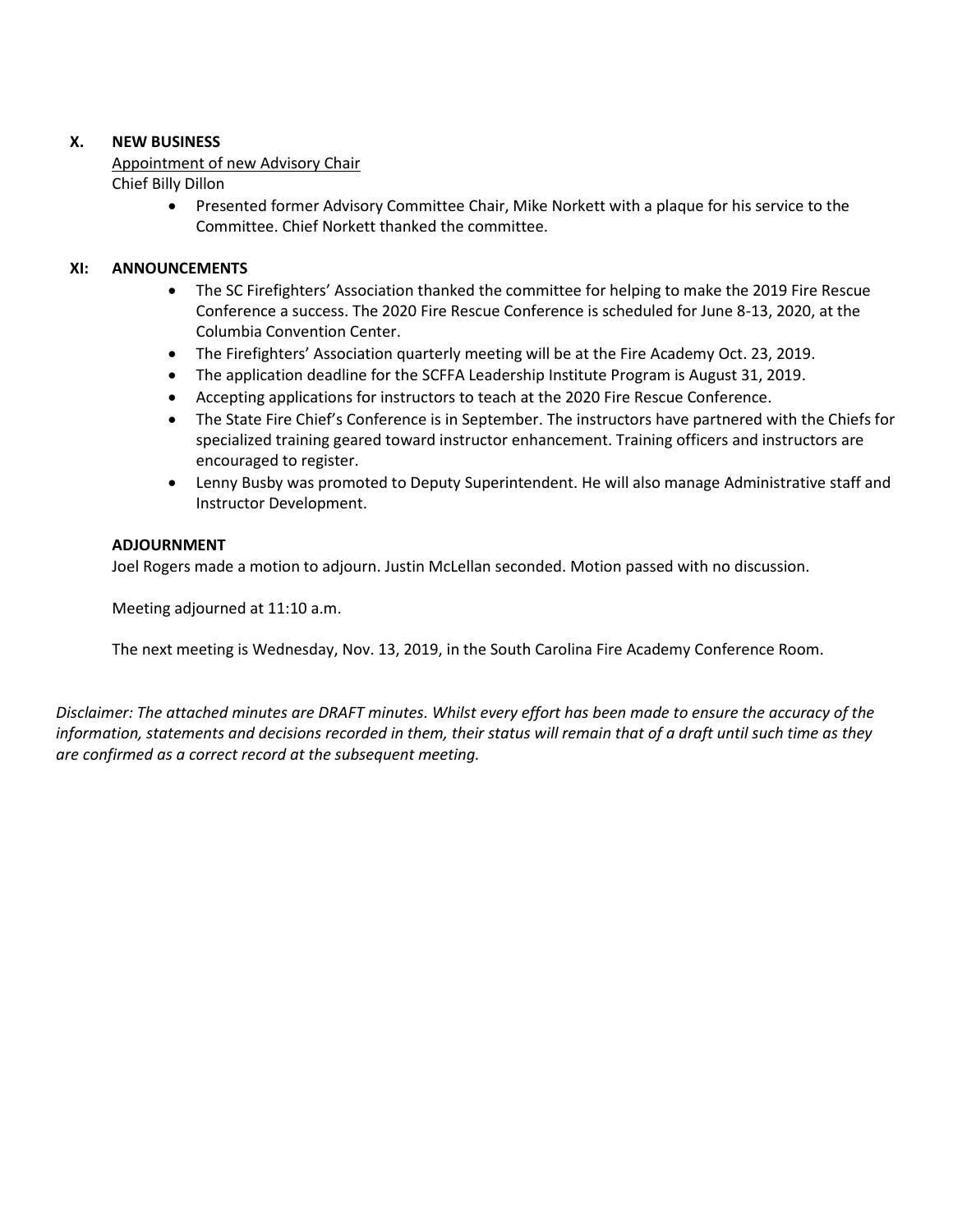## X. NEW BUSINESS

Appointment of new Advisory Chair

Chief Billy Dillon

- Presented former Advisory Committee Chair, Mike Norkett with a plaque for his service to the Committee. Chief Norkett thanked the committee.

## XI: ANNOUNCEMENTS

- The SC Firefighters' Association thanked the committee for helping to make the 2019 Fire Rescue Conference a success. The 2020 Fire Rescue Conference is scheduled for June 8-13, 2020, at the Columbia Convention Center.
- The Firefighters' Association quarterly meeting will be at the Fire Academy Oct. 23, 2019.
- The application deadline for the SCFFA Leadership Institute Program is August 31, 2019.
- Accepting applications for instructors to teach at the 2020 Fire Rescue Conference.
- The State Fire Chief's Conference is in September. The instructors have partnered with the Chiefs for specialized training geared toward instructor enhancement. Training officers and instructors are encouraged to register.
- Lenny Busby was promoted to Deputy Superintendent. He will also manage Administrative staff and Instructor Development.

**ADJOURNMENT**

Joel Rogers made a motion to adjourn. Justin McLellan seconded. Motion passed with no discussion.

Meeting adjourned at 11:10 a.m.

The next meeting is Wednesday, Nov. 13, 2019, in the South Carolina Fire Academy Conference Room.

*Disclaimer: The attached minutes are DRAFT minutes. Whilst every effort has been made to ensure the accuracy of the information, statements and decisions recorded in them, their status will remain that of a draft until such time as they are confirmed as a correct record at the subsequent meeting.*